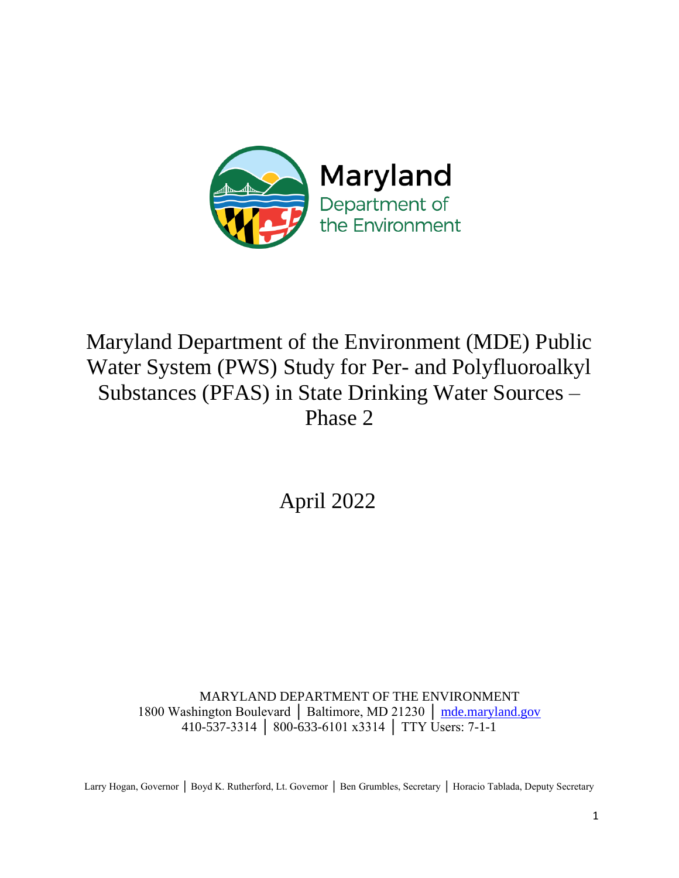Maryland
Department of
the Environment

# Maryland Department of the Environment (MDE) Public Water System (PWS) Study for Per- and Polyfluoroalkyl Substances (PFAS) in State Drinking Water Sources – Phase 2

April 2022

MARYLAND DEPARTMENT OF THE ENVIRONMENT
1800 Washington Boulevard │ Baltimore, MD 21230 │ mde.maryland.gov
410-537-3314 │ 800-633-6101 x3314 │ TTY Users: 7-1-1

Larry Hogan, Governor │ Boyd K. Rutherford, Lt. Governor │ Ben Grumbles, Secretary │ Horacio Tablada, Deputy Secretary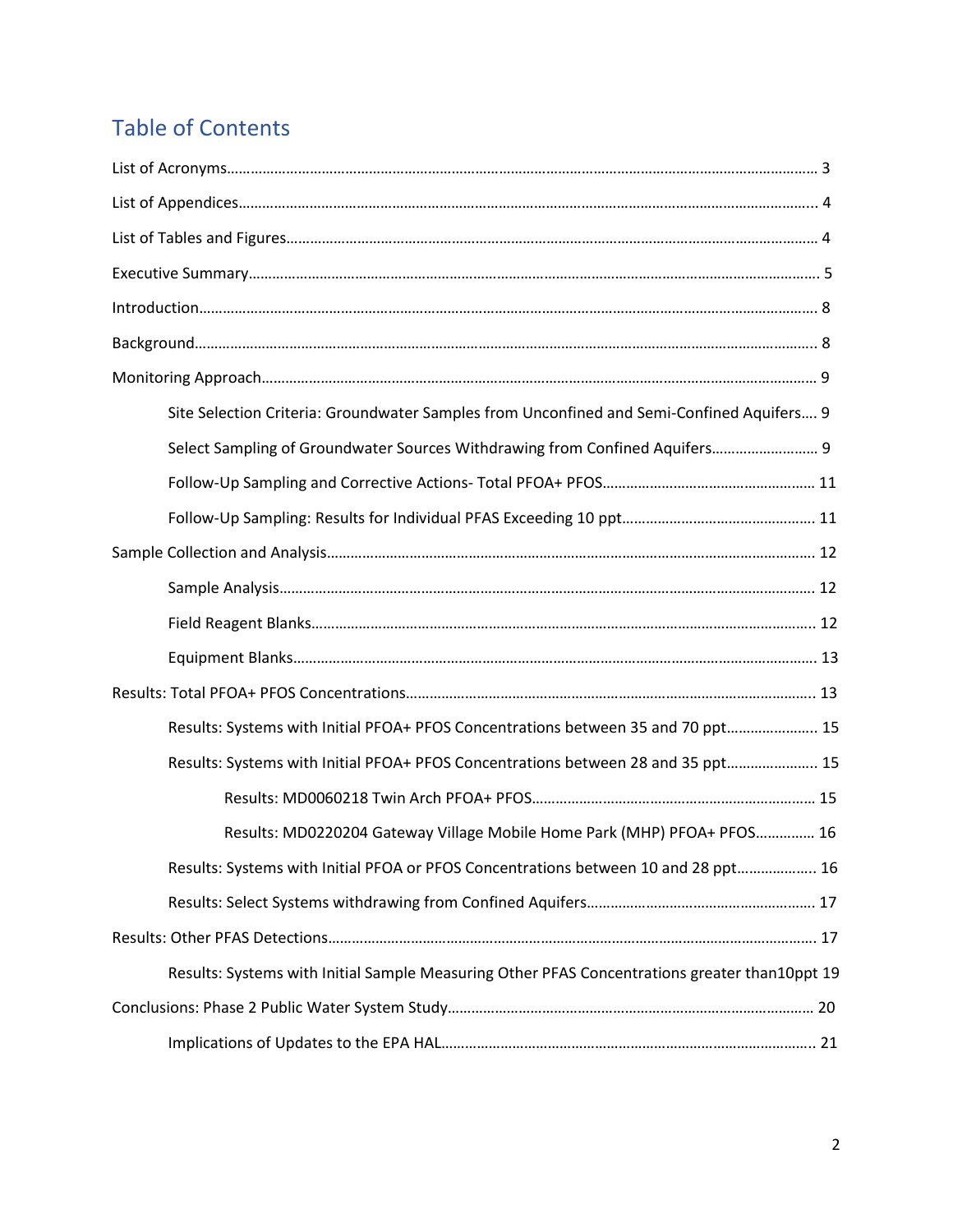# Table of Contents

List of Acronyms……………………………………………………………………………………………………………………………… 3

List of Appendices……………………………………………………………………………………………………………………………. 4

List of Tables and Figures………………………………………………………………………………………………………………… 4

Executive Summary…………………………………………………………………………………………………………………………. 5

Introduction……………………………………………………………………………………………………………………………………. 8

Background……………………………………………………………………………………………………………………………………. 8

Monitoring Approach………………………………………………………………………………………………………………………. 9

- Site Selection Criteria: Groundwater Samples from Unconfined and Semi-Confined Aquifers…. 9
- Select Sampling of Groundwater Sources Withdrawing from Confined Aquifers……………………… 9
- Follow-Up Sampling and Corrective Actions- Total PFOA+ PFOS……………………………………………… 11
- Follow-Up Sampling: Results for Individual PFAS Exceeding 10 ppt………………………………………… 11

Sample Collection and Analysis……………………………………………………………………………………………………… 12

- Sample Analysis………………………………………………………………………………………………………………… 12
- Field Reagent Blanks…………………………………………………………………………………………………………. 12
- Equipment Blanks……………………………………………………………………………………………………………… 13

Results: Total PFOA+ PFOS Concentrations…………………………………………………………………………………. 13

- Results: Systems with Initial PFOA+ PFOS Concentrations between 35 and 70 ppt………………….. 15
- Results: Systems with Initial PFOA+ PFOS Concentrations between 28 and 35 ppt………………….. 15
  - Results: MD0060218 Twin Arch PFOA+ PFOS……………………………………………………………… 15
  - Results: MD0220204 Gateway Village Mobile Home Park (MHP) PFOA+ PFOS…………… 16
- Results: Systems with Initial PFOA or PFOS Concentrations between 10 and 28 ppt……………….. 16
- Results: Select Systems withdrawing from Confined Aquifers…………………………………………………. 17

Results: Other PFAS Detections……………………………………………………………………………………………………. 17

- Results: Systems with Initial Sample Measuring Other PFAS Concentrations greater than10ppt 19

Conclusions: Phase 2 Public Water System Study………………………………………………………………………… 20

- Implications of Updates to the EPA HAL……………………………………………………………………………. 21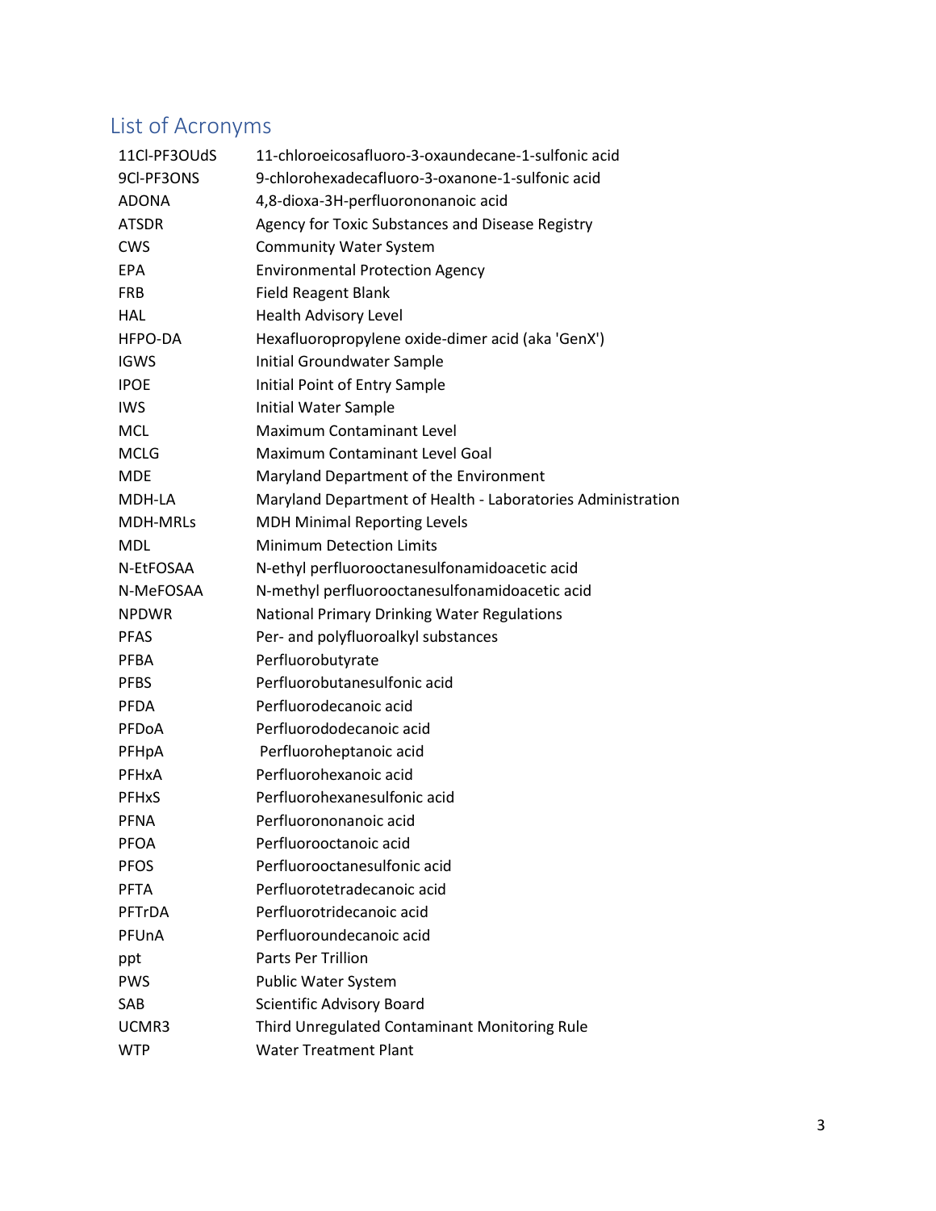## List of Acronyms

| | |
|---|---|
| 11Cl-PF3OUdS | 11-chloroeicosafluoro-3-oxaundecane-1-sulfonic acid |
| 9Cl-PF3ONS | 9-chlorohexadecafluoro-3-oxanone-1-sulfonic acid |
| ADONA | 4,8-dioxa-3H-perfluorononanoic acid |
| ATSDR | Agency for Toxic Substances and Disease Registry |
| CWS | Community Water System |
| EPA | Environmental Protection Agency |
| FRB | Field Reagent Blank |
| HAL | Health Advisory Level |
| HFPO-DA | Hexafluoropropylene oxide-dimer acid (aka 'GenX') |
| IGWS | Initial Groundwater Sample |
| IPOE | Initial Point of Entry Sample |
| IWS | Initial Water Sample |
| MCL | Maximum Contaminant Level |
| MCLG | Maximum Contaminant Level Goal |
| MDE | Maryland Department of the Environment |
| MDH-LA | Maryland Department of Health - Laboratories Administration |
| MDH-MRLs | MDH Minimal Reporting Levels |
| MDL | Minimum Detection Limits |
| N-EtFOSAA | N-ethyl perfluorooctanesulfonamidoacetic acid |
| N-MeFOSAA | N-methyl perfluorooctanesulfonamidoacetic acid |
| NPDWR | National Primary Drinking Water Regulations |
| PFAS | Per- and polyfluoroalkyl substances |
| PFBA | Perfluorobutyrate |
| PFBS | Perfluorobutanesulfonic acid |
| PFDA | Perfluorodecanoic acid |
| PFDoA | Perfluorododecanoic acid |
| PFHpA | Perfluoroheptanoic acid |
| PFHxA | Perfluorohexanoic acid |
| PFHxS | Perfluorohexanesulfonic acid |
| PFNA | Perfluorononanoic acid |
| PFOA | Perfluorooctanoic acid |
| PFOS | Perfluorooctanesulfonic acid |
| PFTA | Perfluorotetradecanoic acid |
| PFTrDA | Perfluorotridecanoic acid |
| PFUnA | Perfluoroundecanoic acid |
| ppt | Parts Per Trillion |
| PWS | Public Water System |
| SAB | Scientific Advisory Board |
| UCMR3 | Third Unregulated Contaminant Monitoring Rule |
| WTP | Water Treatment Plant |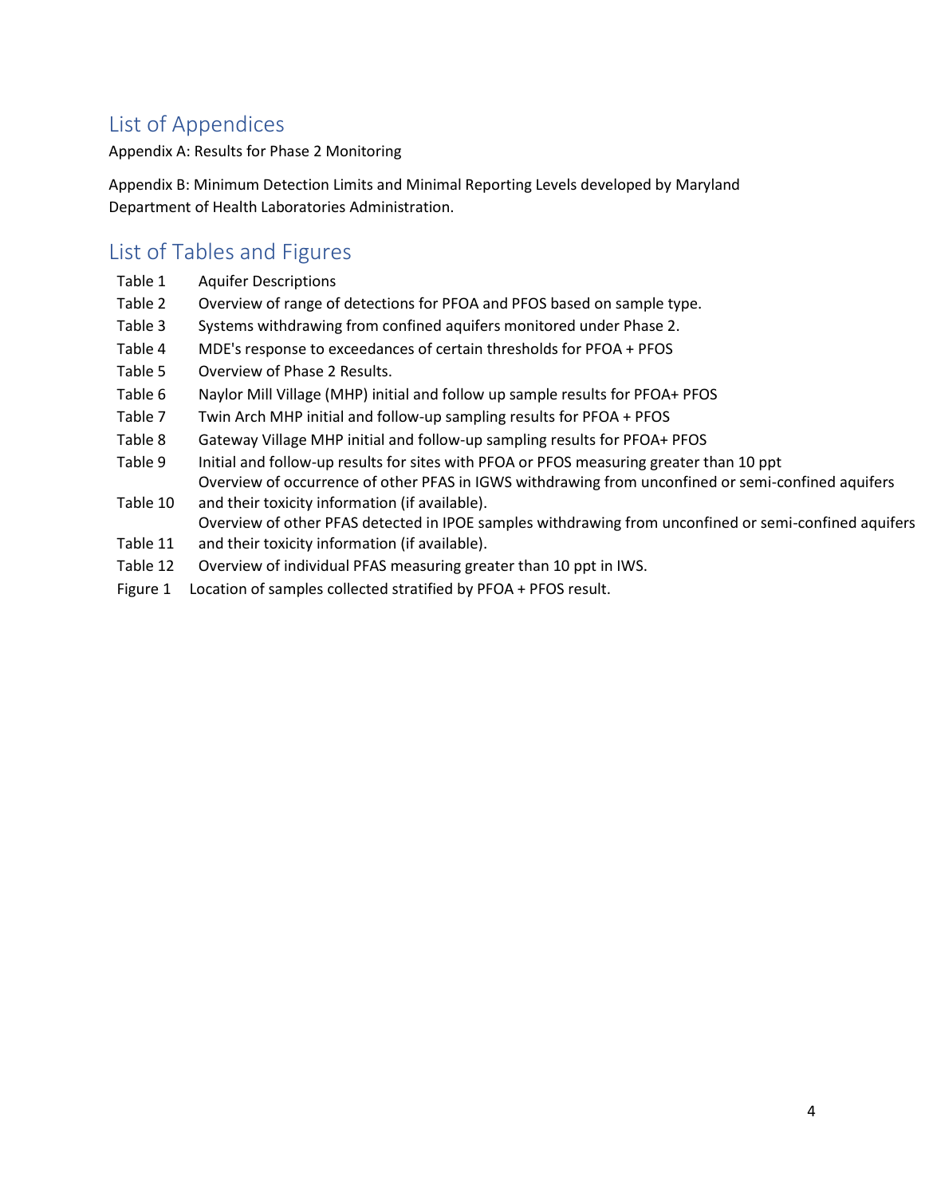## List of Appendices

Appendix A: Results for Phase 2 Monitoring

Appendix B: Minimum Detection Limits and Minimal Reporting Levels developed by Maryland Department of Health Laboratories Administration.

## List of Tables and Figures

| | |
|---|---|
| Table 1 | Aquifer Descriptions |
| Table 2 | Overview of range of detections for PFOA and PFOS based on sample type. |
| Table 3 | Systems withdrawing from confined aquifers monitored under Phase 2. |
| Table 4 | MDE's response to exceedances of certain thresholds for PFOA + PFOS |
| Table 5 | Overview of Phase 2 Results. |
| Table 6 | Naylor Mill Village (MHP) initial and follow up sample results for PFOA+ PFOS |
| Table 7 | Twin Arch MHP initial and follow-up sampling results for PFOA + PFOS |
| Table 8 | Gateway Village MHP initial and follow-up sampling results for PFOA+ PFOS |
| Table 9 | Initial and follow-up results for sites with PFOA or PFOS measuring greater than 10 ppt |
| Table 10 | Overview of occurrence of other PFAS in IGWS withdrawing from unconfined or semi-confined aquifers and their toxicity information (if available). |
| Table 11 | Overview of other PFAS detected in IPOE samples withdrawing from unconfined or semi-confined aquifers and their toxicity information (if available). |
| Table 12 | Overview of individual PFAS measuring greater than 10 ppt in IWS. |
| Figure 1 | Location of samples collected stratified by PFOA + PFOS result. |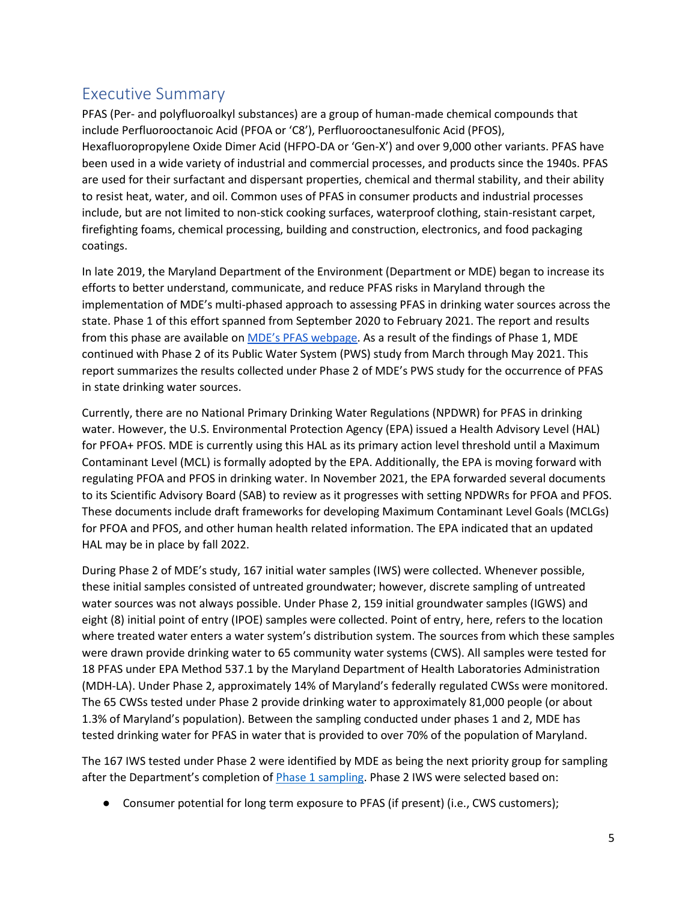## Executive Summary

PFAS (Per- and polyfluoroalkyl substances) are a group of human-made chemical compounds that include Perfluorooctanoic Acid (PFOA or 'C8'), Perfluorooctanesulfonic Acid (PFOS), Hexafluoropropylene Oxide Dimer Acid (HFPO-DA or 'Gen-X') and over 9,000 other variants. PFAS have been used in a wide variety of industrial and commercial processes, and products since the 1940s. PFAS are used for their surfactant and dispersant properties, chemical and thermal stability, and their ability to resist heat, water, and oil. Common uses of PFAS in consumer products and industrial processes include, but are not limited to non-stick cooking surfaces, waterproof clothing, stain-resistant carpet, firefighting foams, chemical processing, building and construction, electronics, and food packaging coatings.

In late 2019, the Maryland Department of the Environment (Department or MDE) began to increase its efforts to better understand, communicate, and reduce PFAS risks in Maryland through the implementation of MDE's multi-phased approach to assessing PFAS in drinking water sources across the state. Phase 1 of this effort spanned from September 2020 to February 2021. The report and results from this phase are available on MDE's PFAS webpage. As a result of the findings of Phase 1, MDE continued with Phase 2 of its Public Water System (PWS) study from March through May 2021. This report summarizes the results collected under Phase 2 of MDE's PWS study for the occurrence of PFAS in state drinking water sources.

Currently, there are no National Primary Drinking Water Regulations (NPDWR) for PFAS in drinking water. However, the U.S. Environmental Protection Agency (EPA) issued a Health Advisory Level (HAL) for PFOA+ PFOS. MDE is currently using this HAL as its primary action level threshold until a Maximum Contaminant Level (MCL) is formally adopted by the EPA. Additionally, the EPA is moving forward with regulating PFOA and PFOS in drinking water. In November 2021, the EPA forwarded several documents to its Scientific Advisory Board (SAB) to review as it progresses with setting NPDWRs for PFOA and PFOS. These documents include draft frameworks for developing Maximum Contaminant Level Goals (MCLGs) for PFOA and PFOS, and other human health related information. The EPA indicated that an updated HAL may be in place by fall 2022.

During Phase 2 of MDE's study, 167 initial water samples (IWS) were collected. Whenever possible, these initial samples consisted of untreated groundwater; however, discrete sampling of untreated water sources was not always possible. Under Phase 2, 159 initial groundwater samples (IGWS) and eight (8) initial point of entry (IPOE) samples were collected. Point of entry, here, refers to the location where treated water enters a water system's distribution system. The sources from which these samples were drawn provide drinking water to 65 community water systems (CWS). All samples were tested for 18 PFAS under EPA Method 537.1 by the Maryland Department of Health Laboratories Administration (MDH-LA). Under Phase 2, approximately 14% of Maryland's federally regulated CWSs were monitored. The 65 CWSs tested under Phase 2 provide drinking water to approximately 81,000 people (or about 1.3% of Maryland's population). Between the sampling conducted under phases 1 and 2, MDE has tested drinking water for PFAS in water that is provided to over 70% of the population of Maryland.

The 167 IWS tested under Phase 2 were identified by MDE as being the next priority group for sampling after the Department's completion of Phase 1 sampling. Phase 2 IWS were selected based on:

- Consumer potential for long term exposure to PFAS (if present) (i.e., CWS customers);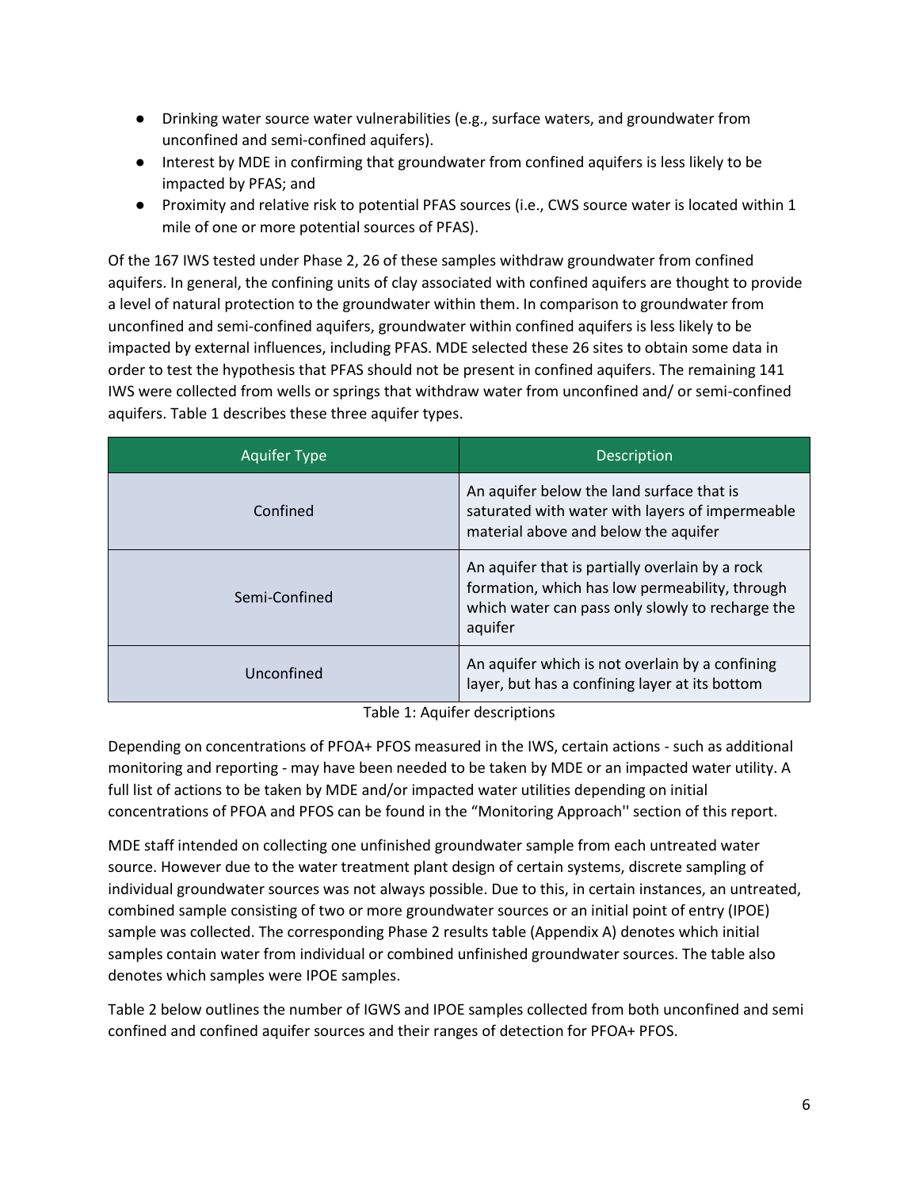- Drinking water source water vulnerabilities (e.g., surface waters, and groundwater from unconfined and semi-confined aquifers).
- Interest by MDE in confirming that groundwater from confined aquifers is less likely to be impacted by PFAS; and
- Proximity and relative risk to potential PFAS sources (i.e., CWS source water is located within 1 mile of one or more potential sources of PFAS).

Of the 167 IWS tested under Phase 2, 26 of these samples withdraw groundwater from confined aquifers. In general, the confining units of clay associated with confined aquifers are thought to provide a level of natural protection to the groundwater within them. In comparison to groundwater from unconfined and semi-confined aquifers, groundwater within confined aquifers is less likely to be impacted by external influences, including PFAS. MDE selected these 26 sites to obtain some data in order to test the hypothesis that PFAS should not be present in confined aquifers. The remaining 141 IWS were collected from wells or springs that withdraw water from unconfined and/ or semi-confined aquifers. Table 1 describes these three aquifer types.

| Aquifer Type | Description |
|---|---|
| Confined | An aquifer below the land surface that is saturated with water with layers of impermeable material above and below the aquifer |
| Semi-Confined | An aquifer that is partially overlain by a rock formation, which has low permeability, through which water can pass only slowly to recharge the aquifer |
| Unconfined | An aquifer which is not overlain by a confining layer, but has a confining layer at its bottom |

Table 1: Aquifer descriptions

Depending on concentrations of PFOA+ PFOS measured in the IWS, certain actions - such as additional monitoring and reporting - may have been needed to be taken by MDE or an impacted water utility. A full list of actions to be taken by MDE and/or impacted water utilities depending on initial concentrations of PFOA and PFOS can be found in the "Monitoring Approach'' section of this report.

MDE staff intended on collecting one unfinished groundwater sample from each untreated water source. However due to the water treatment plant design of certain systems, discrete sampling of individual groundwater sources was not always possible. Due to this, in certain instances, an untreated, combined sample consisting of two or more groundwater sources or an initial point of entry (IPOE) sample was collected. The corresponding Phase 2 results table (Appendix A) denotes which initial samples contain water from individual or combined unfinished groundwater sources. The table also denotes which samples were IPOE samples.

Table 2 below outlines the number of IGWS and IPOE samples collected from both unconfined and semi confined and confined aquifer sources and their ranges of detection for PFOA+ PFOS.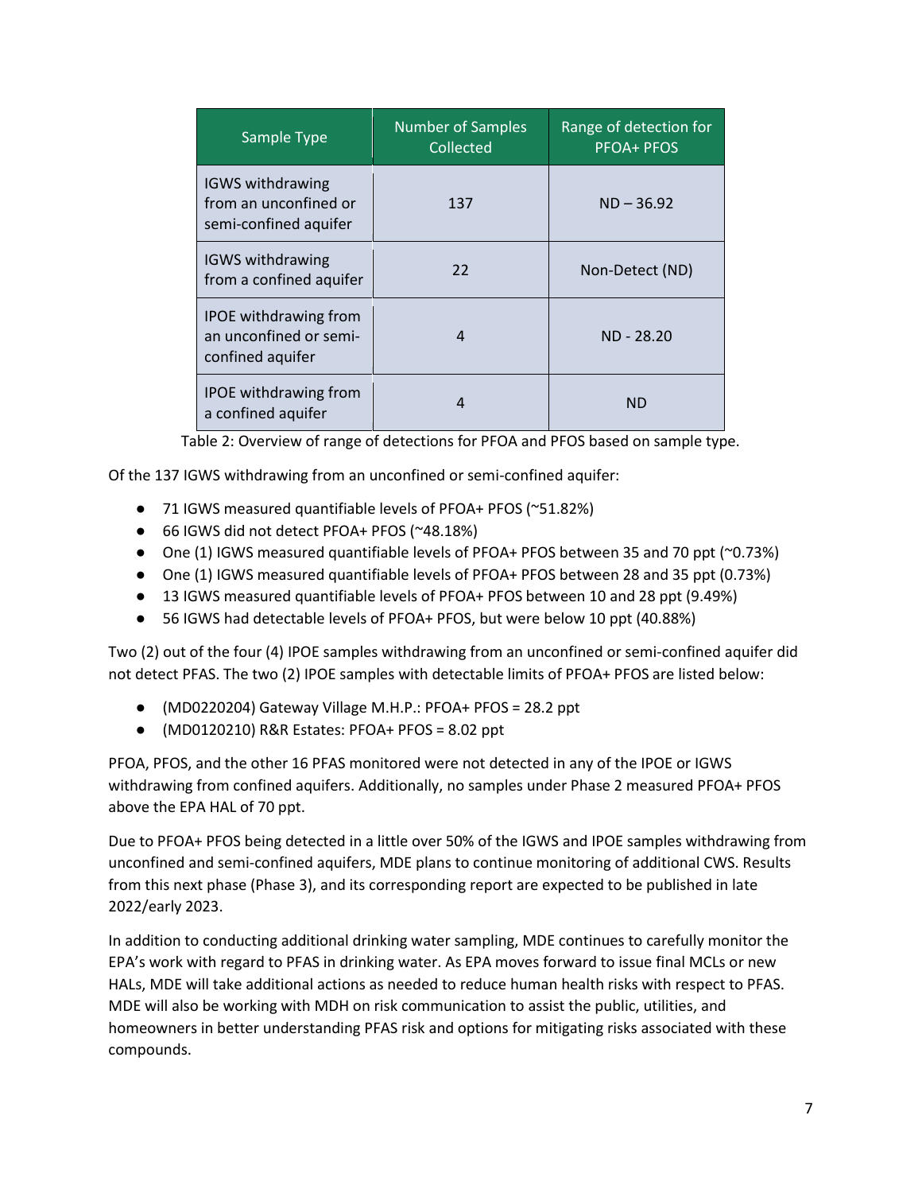| Sample Type | Number of Samples Collected | Range of detection for PFOA+ PFOS |
|---|---|---|
| IGWS withdrawing from an unconfined or semi-confined aquifer | 137 | ND – 36.92 |
| IGWS withdrawing from a confined aquifer | 22 | Non-Detect (ND) |
| IPOE withdrawing from an unconfined or semi-confined aquifer | 4 | ND - 28.20 |
| IPOE withdrawing from a confined aquifer | 4 | ND |

Table 2: Overview of range of detections for PFOA and PFOS based on sample type.

Of the 137 IGWS withdrawing from an unconfined or semi-confined aquifer:

- 71 IGWS measured quantifiable levels of PFOA+ PFOS (~51.82%)
- 66 IGWS did not detect PFOA+ PFOS (~48.18%)
- One (1) IGWS measured quantifiable levels of PFOA+ PFOS between 35 and 70 ppt (~0.73%)
- One (1) IGWS measured quantifiable levels of PFOA+ PFOS between 28 and 35 ppt (0.73%)
- 13 IGWS measured quantifiable levels of PFOA+ PFOS between 10 and 28 ppt (9.49%)
- 56 IGWS had detectable levels of PFOA+ PFOS, but were below 10 ppt (40.88%)

Two (2) out of the four (4) IPOE samples withdrawing from an unconfined or semi-confined aquifer did not detect PFAS. The two (2) IPOE samples with detectable limits of PFOA+ PFOS are listed below:

- (MD0220204) Gateway Village M.H.P.: PFOA+ PFOS = 28.2 ppt
- (MD0120210) R&R Estates: PFOA+ PFOS = 8.02 ppt

PFOA, PFOS, and the other 16 PFAS monitored were not detected in any of the IPOE or IGWS withdrawing from confined aquifers. Additionally, no samples under Phase 2 measured PFOA+ PFOS above the EPA HAL of 70 ppt.

Due to PFOA+ PFOS being detected in a little over 50% of the IGWS and IPOE samples withdrawing from unconfined and semi-confined aquifers, MDE plans to continue monitoring of additional CWS. Results from this next phase (Phase 3), and its corresponding report are expected to be published in late 2022/early 2023.

In addition to conducting additional drinking water sampling, MDE continues to carefully monitor the EPA's work with regard to PFAS in drinking water. As EPA moves forward to issue final MCLs or new HALs, MDE will take additional actions as needed to reduce human health risks with respect to PFAS. MDE will also be working with MDH on risk communication to assist the public, utilities, and homeowners in better understanding PFAS risk and options for mitigating risks associated with these compounds.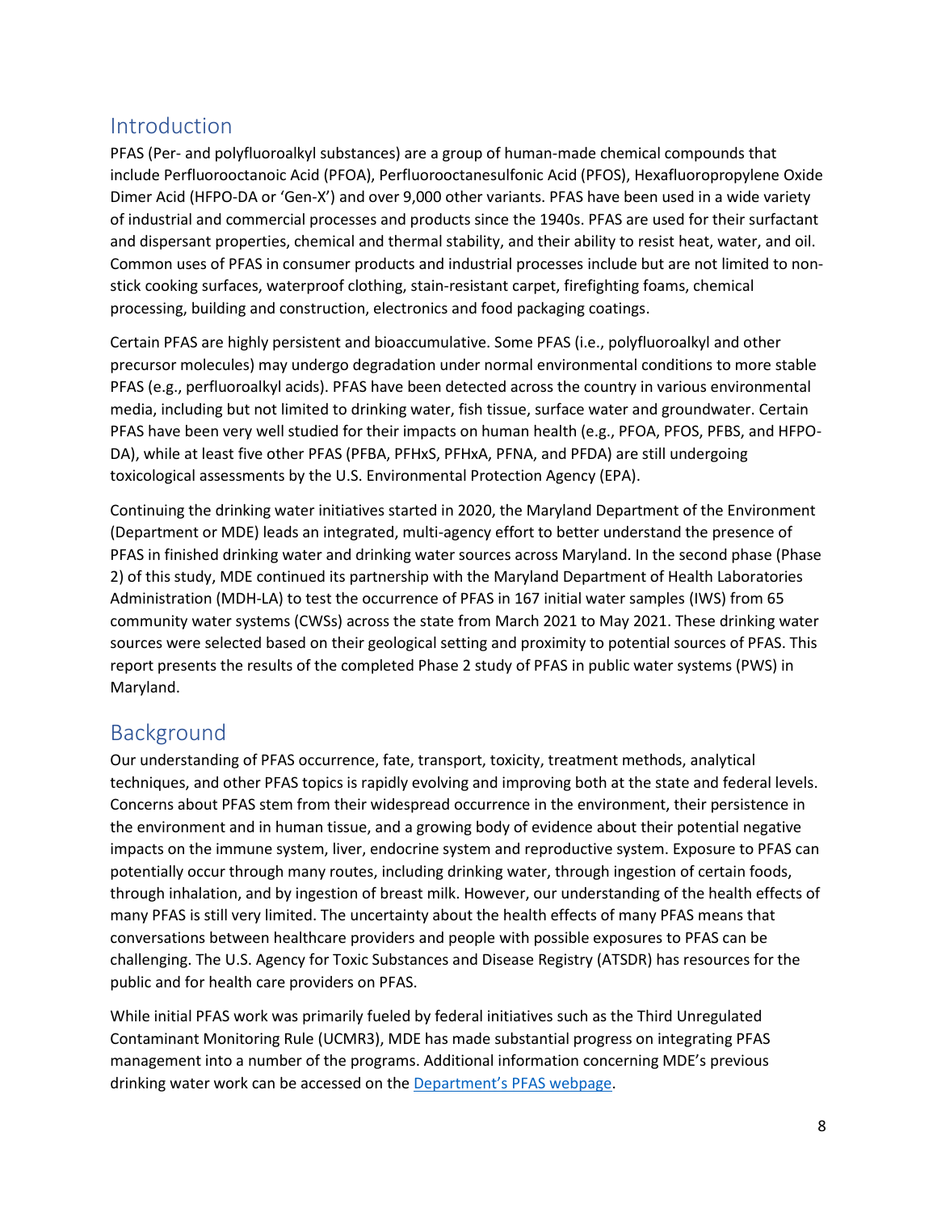## Introduction

PFAS (Per- and polyfluoroalkyl substances) are a group of human-made chemical compounds that include Perfluorooctanoic Acid (PFOA), Perfluorooctanesulfonic Acid (PFOS), Hexafluoropropylene Oxide Dimer Acid (HFPO-DA or 'Gen-X') and over 9,000 other variants. PFAS have been used in a wide variety of industrial and commercial processes and products since the 1940s. PFAS are used for their surfactant and dispersant properties, chemical and thermal stability, and their ability to resist heat, water, and oil. Common uses of PFAS in consumer products and industrial processes include but are not limited to non-stick cooking surfaces, waterproof clothing, stain-resistant carpet, firefighting foams, chemical processing, building and construction, electronics and food packaging coatings.

Certain PFAS are highly persistent and bioaccumulative. Some PFAS (i.e., polyfluoroalkyl and other precursor molecules) may undergo degradation under normal environmental conditions to more stable PFAS (e.g., perfluoroalkyl acids). PFAS have been detected across the country in various environmental media, including but not limited to drinking water, fish tissue, surface water and groundwater. Certain PFAS have been very well studied for their impacts on human health (e.g., PFOA, PFOS, PFBS, and HFPO-DA), while at least five other PFAS (PFBA, PFHxS, PFHxA, PFNA, and PFDA) are still undergoing toxicological assessments by the U.S. Environmental Protection Agency (EPA).

Continuing the drinking water initiatives started in 2020, the Maryland Department of the Environment (Department or MDE) leads an integrated, multi-agency effort to better understand the presence of PFAS in finished drinking water and drinking water sources across Maryland. In the second phase (Phase 2) of this study, MDE continued its partnership with the Maryland Department of Health Laboratories Administration (MDH-LA) to test the occurrence of PFAS in 167 initial water samples (IWS) from 65 community water systems (CWSs) across the state from March 2021 to May 2021. These drinking water sources were selected based on their geological setting and proximity to potential sources of PFAS. This report presents the results of the completed Phase 2 study of PFAS in public water systems (PWS) in Maryland.

## Background

Our understanding of PFAS occurrence, fate, transport, toxicity, treatment methods, analytical techniques, and other PFAS topics is rapidly evolving and improving both at the state and federal levels. Concerns about PFAS stem from their widespread occurrence in the environment, their persistence in the environment and in human tissue, and a growing body of evidence about their potential negative impacts on the immune system, liver, endocrine system and reproductive system. Exposure to PFAS can potentially occur through many routes, including drinking water, through ingestion of certain foods, through inhalation, and by ingestion of breast milk. However, our understanding of the health effects of many PFAS is still very limited. The uncertainty about the health effects of many PFAS means that conversations between healthcare providers and people with possible exposures to PFAS can be challenging. The U.S. Agency for Toxic Substances and Disease Registry (ATSDR) has resources for the public and for health care providers on PFAS.

While initial PFAS work was primarily fueled by federal initiatives such as the Third Unregulated Contaminant Monitoring Rule (UCMR3), MDE has made substantial progress on integrating PFAS management into a number of the programs. Additional information concerning MDE's previous drinking water work can be accessed on the Department's PFAS webpage.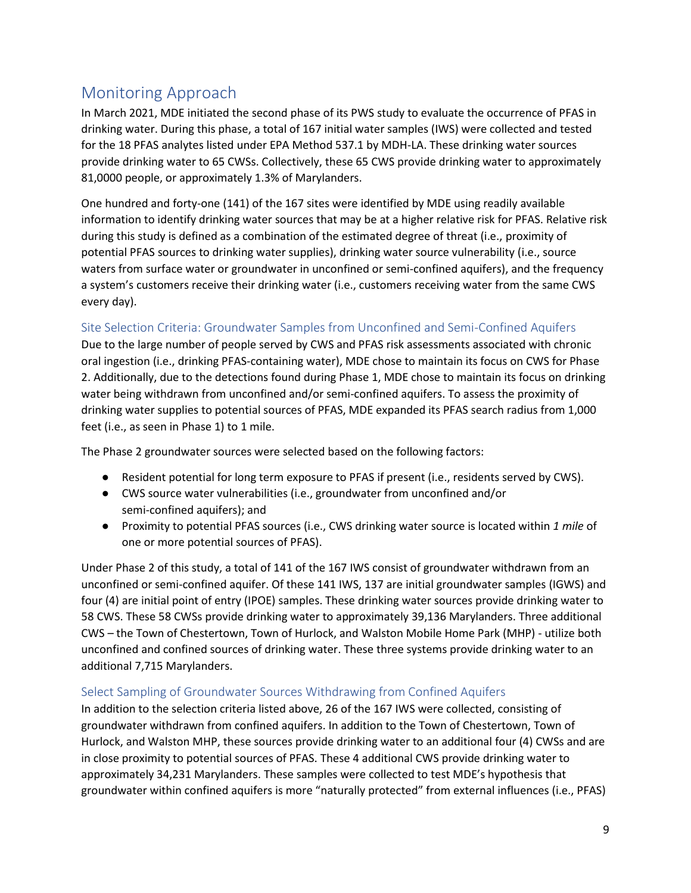## Monitoring Approach

In March 2021, MDE initiated the second phase of its PWS study to evaluate the occurrence of PFAS in drinking water. During this phase, a total of 167 initial water samples (IWS) were collected and tested for the 18 PFAS analytes listed under EPA Method 537.1 by MDH-LA. These drinking water sources provide drinking water to 65 CWSs. Collectively, these 65 CWS provide drinking water to approximately 81,0000 people, or approximately 1.3% of Marylanders.

One hundred and forty-one (141) of the 167 sites were identified by MDE using readily available information to identify drinking water sources that may be at a higher relative risk for PFAS. Relative risk during this study is defined as a combination of the estimated degree of threat (i.e., proximity of potential PFAS sources to drinking water supplies), drinking water source vulnerability (i.e., source waters from surface water or groundwater in unconfined or semi-confined aquifers), and the frequency a system's customers receive their drinking water (i.e., customers receiving water from the same CWS every day).

### Site Selection Criteria: Groundwater Samples from Unconfined and Semi-Confined Aquifers

Due to the large number of people served by CWS and PFAS risk assessments associated with chronic oral ingestion (i.e., drinking PFAS-containing water), MDE chose to maintain its focus on CWS for Phase 2. Additionally, due to the detections found during Phase 1, MDE chose to maintain its focus on drinking water being withdrawn from unconfined and/or semi-confined aquifers. To assess the proximity of drinking water supplies to potential sources of PFAS, MDE expanded its PFAS search radius from 1,000 feet (i.e., as seen in Phase 1) to 1 mile.

The Phase 2 groundwater sources were selected based on the following factors:

- Resident potential for long term exposure to PFAS if present (i.e., residents served by CWS).
- CWS source water vulnerabilities (i.e., groundwater from unconfined and/or semi-confined aquifers); and
- Proximity to potential PFAS sources (i.e., CWS drinking water source is located within *1 mile* of one or more potential sources of PFAS).

Under Phase 2 of this study, a total of 141 of the 167 IWS consist of groundwater withdrawn from an unconfined or semi-confined aquifer. Of these 141 IWS, 137 are initial groundwater samples (IGWS) and four (4) are initial point of entry (IPOE) samples. These drinking water sources provide drinking water to 58 CWS. These 58 CWSs provide drinking water to approximately 39,136 Marylanders. Three additional CWS – the Town of Chestertown, Town of Hurlock, and Walston Mobile Home Park (MHP) - utilize both unconfined and confined sources of drinking water. These three systems provide drinking water to an additional 7,715 Marylanders.

### Select Sampling of Groundwater Sources Withdrawing from Confined Aquifers

In addition to the selection criteria listed above, 26 of the 167 IWS were collected, consisting of groundwater withdrawn from confined aquifers. In addition to the Town of Chestertown, Town of Hurlock, and Walston MHP, these sources provide drinking water to an additional four (4) CWSs and are in close proximity to potential sources of PFAS. These 4 additional CWS provide drinking water to approximately 34,231 Marylanders. These samples were collected to test MDE's hypothesis that groundwater within confined aquifers is more "naturally protected" from external influences (i.e., PFAS)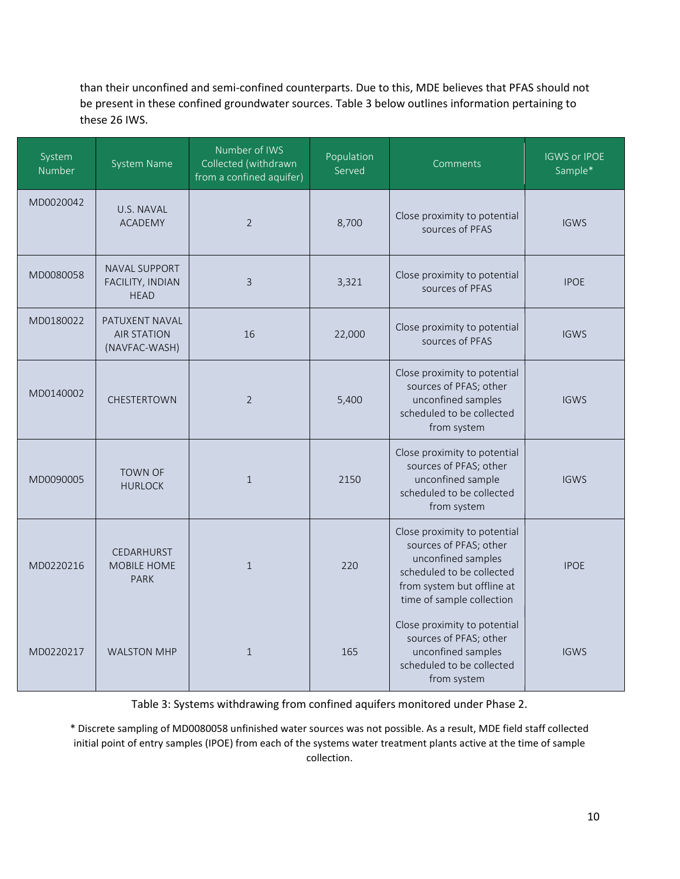than their unconfined and semi-confined counterparts. Due to this, MDE believes that PFAS should not be present in these confined groundwater sources. Table 3 below outlines information pertaining to these 26 IWS.

| System Number | System Name | Number of IWS Collected (withdrawn from a confined aquifer) | Population Served | Comments | IGWS or IPOE Sample* |
|---|---|---|---|---|---|
| MD0020042 | U.S. NAVAL ACADEMY | 2 | 8,700 | Close proximity to potential sources of PFAS | IGWS |
| MD0080058 | NAVAL SUPPORT FACILITY, INDIAN HEAD | 3 | 3,321 | Close proximity to potential sources of PFAS | IPOE |
| MD0180022 | PATUXENT NAVAL AIR STATION (NAVFAC-WASH) | 16 | 22,000 | Close proximity to potential sources of PFAS | IGWS |
| MD0140002 | CHESTERTOWN | 2 | 5,400 | Close proximity to potential sources of PFAS; other unconfined samples scheduled to be collected from system | IGWS |
| MD0090005 | TOWN OF HURLOCK | 1 | 2150 | Close proximity to potential sources of PFAS; other unconfined sample scheduled to be collected from system | IGWS |
| MD0220216 | CEDARHURST MOBILE HOME PARK | 1 | 220 | Close proximity to potential sources of PFAS; other unconfined samples scheduled to be collected from system but offline at time of sample collection | IPOE |
| MD0220217 | WALSTON MHP | 1 | 165 | Close proximity to potential sources of PFAS; other unconfined samples scheduled to be collected from system | IGWS |

Table 3: Systems withdrawing from confined aquifers monitored under Phase 2.

* Discrete sampling of MD0080058 unfinished water sources was not possible. As a result, MDE field staff collected initial point of entry samples (IPOE) from each of the systems water treatment plants active at the time of sample collection.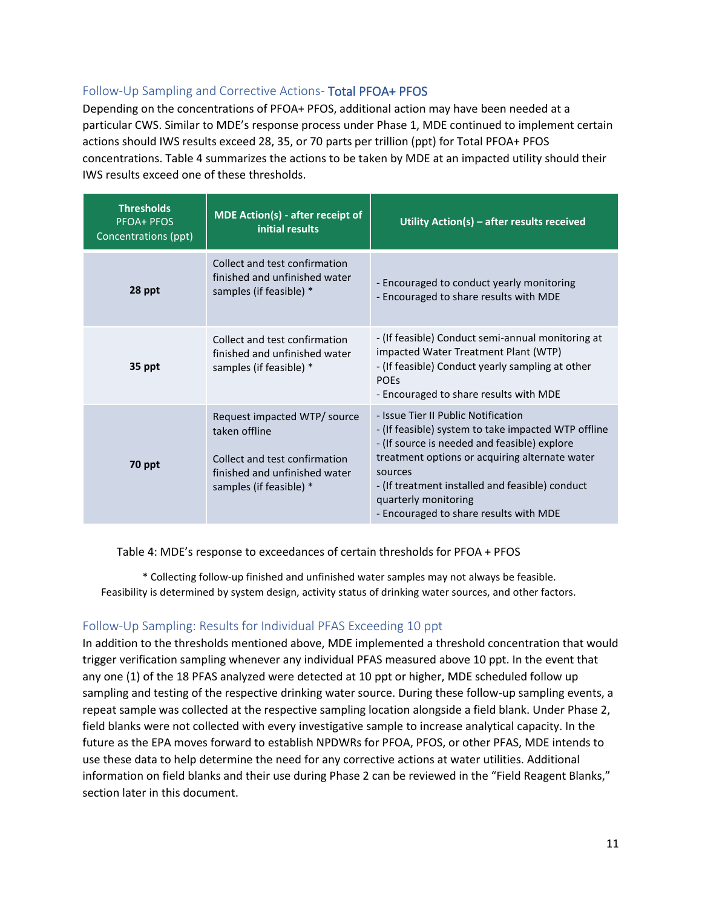### Follow-Up Sampling and Corrective Actions- Total PFOA+ PFOS

Depending on the concentrations of PFOA+ PFOS, additional action may have been needed at a particular CWS. Similar to MDE's response process under Phase 1, MDE continued to implement certain actions should IWS results exceed 28, 35, or 70 parts per trillion (ppt) for Total PFOA+ PFOS concentrations. Table 4 summarizes the actions to be taken by MDE at an impacted utility should their IWS results exceed one of these thresholds.

| **Thresholds** PFOA+ PFOS Concentrations (ppt) | **MDE Action(s) - after receipt of initial results** | **Utility Action(s) – after results received** |
|---|---|---|
| **28 ppt** | Collect and test confirmation finished and unfinished water samples (if feasible) * | - Encouraged to conduct yearly monitoring<br>- Encouraged to share results with MDE |
| **35 ppt** | Collect and test confirmation finished and unfinished water samples (if feasible) * | - (If feasible) Conduct semi-annual monitoring at impacted Water Treatment Plant (WTP)<br>- (If feasible) Conduct yearly sampling at other POEs<br>- Encouraged to share results with MDE |
| **70 ppt** | Request impacted WTP/ source taken offline<br><br>Collect and test confirmation finished and unfinished water samples (if feasible) * | - Issue Tier II Public Notification<br>- (If feasible) system to take impacted WTP offline<br>- (If source is needed and feasible) explore treatment options or acquiring alternate water sources<br>- (If treatment installed and feasible) conduct quarterly monitoring<br>- Encouraged to share results with MDE |

Table 4: MDE's response to exceedances of certain thresholds for PFOA + PFOS

* Collecting follow-up finished and unfinished water samples may not always be feasible. Feasibility is determined by system design, activity status of drinking water sources, and other factors.

### Follow-Up Sampling: Results for Individual PFAS Exceeding 10 ppt

In addition to the thresholds mentioned above, MDE implemented a threshold concentration that would trigger verification sampling whenever any individual PFAS measured above 10 ppt. In the event that any one (1) of the 18 PFAS analyzed were detected at 10 ppt or higher, MDE scheduled follow up sampling and testing of the respective drinking water source. During these follow-up sampling events, a repeat sample was collected at the respective sampling location alongside a field blank. Under Phase 2, field blanks were not collected with every investigative sample to increase analytical capacity. In the future as the EPA moves forward to establish NPDWRs for PFOA, PFOS, or other PFAS, MDE intends to use these data to help determine the need for any corrective actions at water utilities. Additional information on field blanks and their use during Phase 2 can be reviewed in the "Field Reagent Blanks," section later in this document.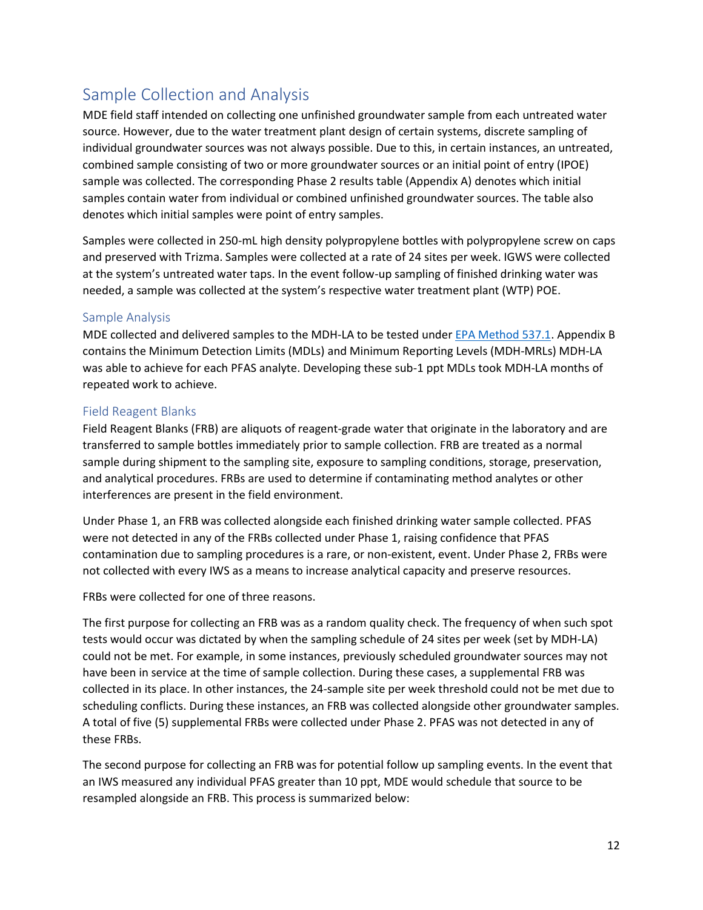## Sample Collection and Analysis

MDE field staff intended on collecting one unfinished groundwater sample from each untreated water source. However, due to the water treatment plant design of certain systems, discrete sampling of individual groundwater sources was not always possible. Due to this, in certain instances, an untreated, combined sample consisting of two or more groundwater sources or an initial point of entry (IPOE) sample was collected. The corresponding Phase 2 results table (Appendix A) denotes which initial samples contain water from individual or combined unfinished groundwater sources. The table also denotes which initial samples were point of entry samples.

Samples were collected in 250-mL high density polypropylene bottles with polypropylene screw on caps and preserved with Trizma. Samples were collected at a rate of 24 sites per week. IGWS were collected at the system's untreated water taps. In the event follow-up sampling of finished drinking water was needed, a sample was collected at the system's respective water treatment plant (WTP) POE.

### Sample Analysis

MDE collected and delivered samples to the MDH-LA to be tested under EPA Method 537.1. Appendix B contains the Minimum Detection Limits (MDLs) and Minimum Reporting Levels (MDH-MRLs) MDH-LA was able to achieve for each PFAS analyte. Developing these sub-1 ppt MDLs took MDH-LA months of repeated work to achieve.

### Field Reagent Blanks

Field Reagent Blanks (FRB) are aliquots of reagent-grade water that originate in the laboratory and are transferred to sample bottles immediately prior to sample collection. FRB are treated as a normal sample during shipment to the sampling site, exposure to sampling conditions, storage, preservation, and analytical procedures. FRBs are used to determine if contaminating method analytes or other interferences are present in the field environment.

Under Phase 1, an FRB was collected alongside each finished drinking water sample collected. PFAS were not detected in any of the FRBs collected under Phase 1, raising confidence that PFAS contamination due to sampling procedures is a rare, or non-existent, event. Under Phase 2, FRBs were not collected with every IWS as a means to increase analytical capacity and preserve resources.

FRBs were collected for one of three reasons.

The first purpose for collecting an FRB was as a random quality check. The frequency of when such spot tests would occur was dictated by when the sampling schedule of 24 sites per week (set by MDH-LA) could not be met. For example, in some instances, previously scheduled groundwater sources may not have been in service at the time of sample collection. During these cases, a supplemental FRB was collected in its place. In other instances, the 24-sample site per week threshold could not be met due to scheduling conflicts. During these instances, an FRB was collected alongside other groundwater samples. A total of five (5) supplemental FRBs were collected under Phase 2. PFAS was not detected in any of these FRBs.

The second purpose for collecting an FRB was for potential follow up sampling events. In the event that an IWS measured any individual PFAS greater than 10 ppt, MDE would schedule that source to be resampled alongside an FRB. This process is summarized below: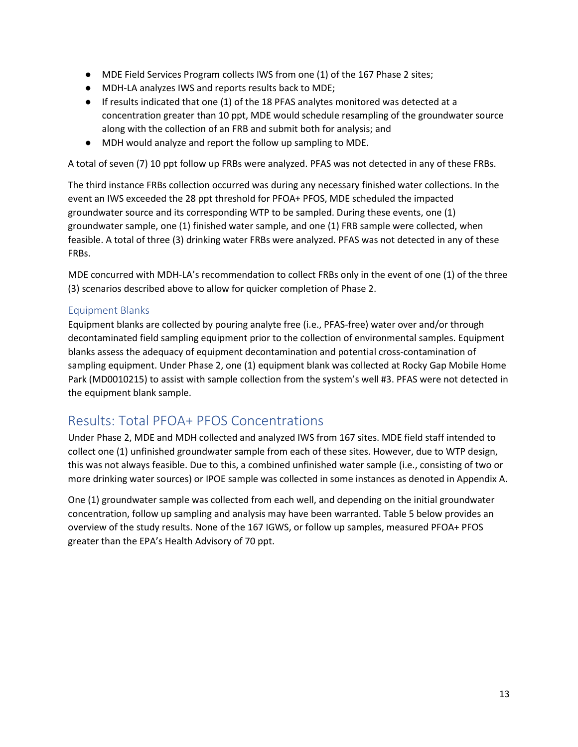- MDE Field Services Program collects IWS from one (1) of the 167 Phase 2 sites;
- MDH-LA analyzes IWS and reports results back to MDE;
- If results indicated that one (1) of the 18 PFAS analytes monitored was detected at a concentration greater than 10 ppt, MDE would schedule resampling of the groundwater source along with the collection of an FRB and submit both for analysis; and
- MDH would analyze and report the follow up sampling to MDE.

A total of seven (7) 10 ppt follow up FRBs were analyzed. PFAS was not detected in any of these FRBs.

The third instance FRBs collection occurred was during any necessary finished water collections. In the event an IWS exceeded the 28 ppt threshold for PFOA+ PFOS, MDE scheduled the impacted groundwater source and its corresponding WTP to be sampled. During these events, one (1) groundwater sample, one (1) finished water sample, and one (1) FRB sample were collected, when feasible. A total of three (3) drinking water FRBs were analyzed. PFAS was not detected in any of these FRBs.

MDE concurred with MDH-LA's recommendation to collect FRBs only in the event of one (1) of the three (3) scenarios described above to allow for quicker completion of Phase 2.

### Equipment Blanks

Equipment blanks are collected by pouring analyte free (i.e., PFAS-free) water over and/or through decontaminated field sampling equipment prior to the collection of environmental samples. Equipment blanks assess the adequacy of equipment decontamination and potential cross-contamination of sampling equipment. Under Phase 2, one (1) equipment blank was collected at Rocky Gap Mobile Home Park (MD0010215) to assist with sample collection from the system's well #3. PFAS were not detected in the equipment blank sample.

## Results: Total PFOA+ PFOS Concentrations

Under Phase 2, MDE and MDH collected and analyzed IWS from 167 sites. MDE field staff intended to collect one (1) unfinished groundwater sample from each of these sites. However, due to WTP design, this was not always feasible. Due to this, a combined unfinished water sample (i.e., consisting of two or more drinking water sources) or IPOE sample was collected in some instances as denoted in Appendix A.

One (1) groundwater sample was collected from each well, and depending on the initial groundwater concentration, follow up sampling and analysis may have been warranted. Table 5 below provides an overview of the study results. None of the 167 IGWS, or follow up samples, measured PFOA+ PFOS greater than the EPA's Health Advisory of 70 ppt.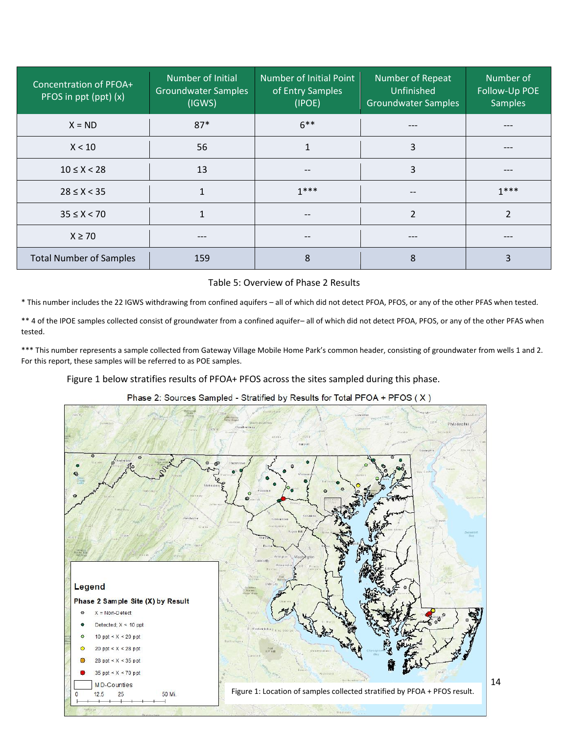| Concentration of PFOA+ PFOS in ppt (ppt) (x) | Number of Initial Groundwater Samples (IGWS) | Number of Initial Point of Entry Samples (IPOE) | Number of Repeat Unfinished Groundwater Samples | Number of Follow-Up POE Samples |
|---|---|---|---|---|
| X = ND | 87* | 6** | --- | --- |
| X < 10 | 56 | 1 | 3 | --- |
| 10 ≤ X < 28 | 13 | -- | 3 | --- |
| 28 ≤ X < 35 | 1 | 1*** | -- | 1*** |
| 35 ≤ X < 70 | 1 | -- | 2 | 2 |
| X ≥ 70 | --- | -- | --- | --- |
| Total Number of Samples | 159 | 8 | 8 | 3 |

Table 5: Overview of Phase 2 Results

* This number includes the 22 IGWS withdrawing from confined aquifers – all of which did not detect PFOA, PFOS, or any of the other PFAS when tested.

** 4 of the IPOE samples collected consist of groundwater from a confined aquifer– all of which did not detect PFOA, PFOS, or any of the other PFAS when tested.

*** This number represents a sample collected from Gateway Village Mobile Home Park's common header, consisting of groundwater from wells 1 and 2. For this report, these samples will be referred to as POE samples.

Figure 1 below stratifies results of PFOA+ PFOS across the sites sampled during this phase.

Phase 2: Sources Sampled - Stratified by Results for Total PFOA + PFOS ( X )

Legend

Phase 2 Sample Site (X) by Result

- X = Non-Detect
- Detected; X < 10 ppt
- 10 ppt < X < 20 ppt
- 20 ppt < X < 28 ppt
- 28 ppt < X < 35 ppt
- 35 ppt < X < 70 ppt
- MD-Counties

0 12.5 25 50 Mi.

Figure 1: Location of samples collected stratified by PFOA + PFOS result.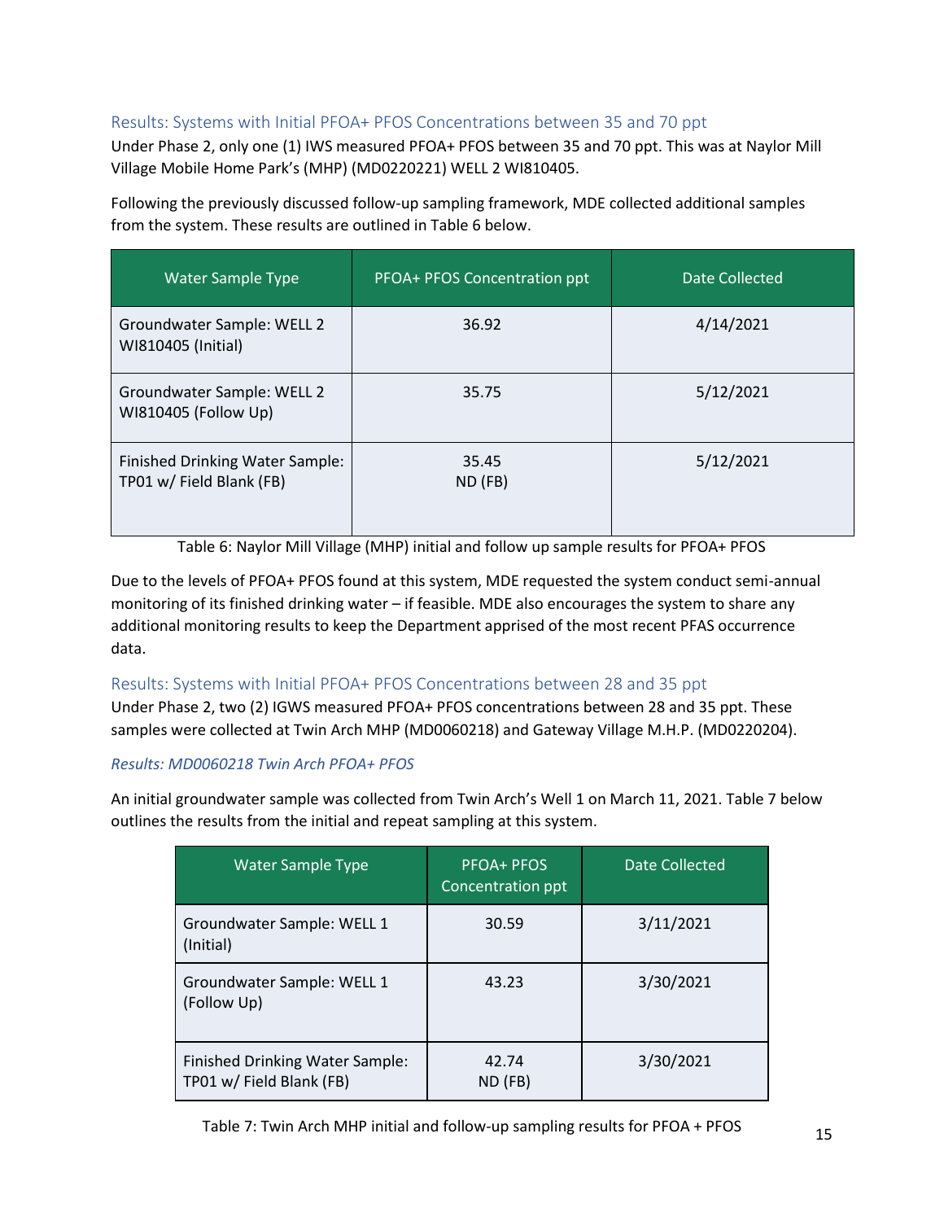## Results: Systems with Initial PFOA+ PFOS Concentrations between 35 and 70 ppt

Under Phase 2, only one (1) IWS measured PFOA+ PFOS between 35 and 70 ppt. This was at Naylor Mill Village Mobile Home Park's (MHP) (MD0220221) WELL 2 WI810405.

Following the previously discussed follow-up sampling framework, MDE collected additional samples from the system. These results are outlined in Table 6 below.

| Water Sample Type | PFOA+ PFOS Concentration ppt | Date Collected |
|---|---|---|
| Groundwater Sample: WELL 2 WI810405 (Initial) | 36.92 | 4/14/2021 |
| Groundwater Sample: WELL 2 WI810405 (Follow Up) | 35.75 | 5/12/2021 |
| Finished Drinking Water Sample: TP01 w/ Field Blank (FB) | 35.45<br>ND (FB) | 5/12/2021 |

Table 6: Naylor Mill Village (MHP) initial and follow up sample results for PFOA+ PFOS

Due to the levels of PFOA+ PFOS found at this system, MDE requested the system conduct semi-annual monitoring of its finished drinking water – if feasible. MDE also encourages the system to share any additional monitoring results to keep the Department apprised of the most recent PFAS occurrence data.

## Results: Systems with Initial PFOA+ PFOS Concentrations between 28 and 35 ppt

Under Phase 2, two (2) IGWS measured PFOA+ PFOS concentrations between 28 and 35 ppt. These samples were collected at Twin Arch MHP (MD0060218) and Gateway Village M.H.P. (MD0220204).

### *Results: MD0060218 Twin Arch PFOA+ PFOS*

An initial groundwater sample was collected from Twin Arch's Well 1 on March 11, 2021. Table 7 below outlines the results from the initial and repeat sampling at this system.

| Water Sample Type | PFOA+ PFOS Concentration ppt | Date Collected |
|---|---|---|
| Groundwater Sample: WELL 1 (Initial) | 30.59 | 3/11/2021 |
| Groundwater Sample: WELL 1 (Follow Up) | 43.23 | 3/30/2021 |
| Finished Drinking Water Sample: TP01 w/ Field Blank (FB) | 42.74<br>ND (FB) | 3/30/2021 |

Table 7: Twin Arch MHP initial and follow-up sampling results for PFOA + PFOS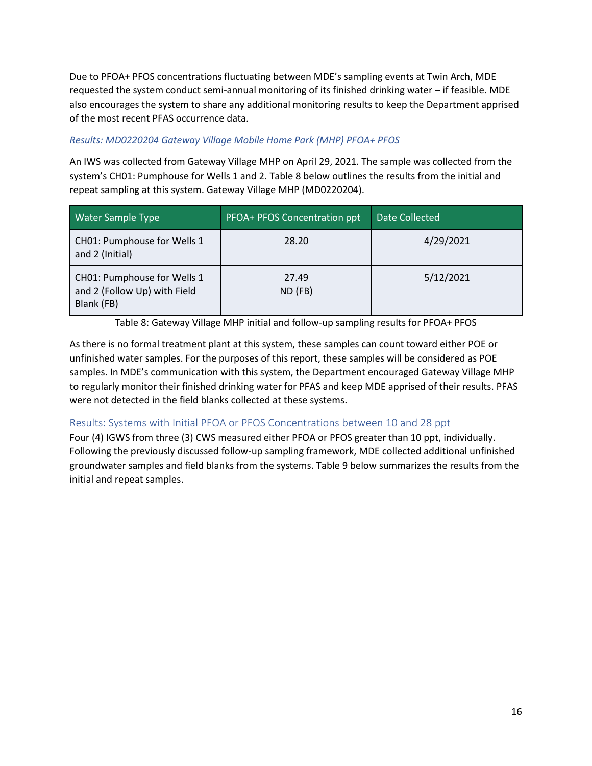Due to PFOA+ PFOS concentrations fluctuating between MDE's sampling events at Twin Arch, MDE requested the system conduct semi-annual monitoring of its finished drinking water – if feasible. MDE also encourages the system to share any additional monitoring results to keep the Department apprised of the most recent PFAS occurrence data.

### *Results: MD0220204 Gateway Village Mobile Home Park (MHP) PFOA+ PFOS*

An IWS was collected from Gateway Village MHP on April 29, 2021. The sample was collected from the system's CH01: Pumphouse for Wells 1 and 2. Table 8 below outlines the results from the initial and repeat sampling at this system. Gateway Village MHP (MD0220204).

| Water Sample Type | PFOA+ PFOS Concentration ppt | Date Collected |
|---|---|---|
| CH01: Pumphouse for Wells 1 and 2 (Initial) | 28.20 | 4/29/2021 |
| CH01: Pumphouse for Wells 1 and 2 (Follow Up) with Field Blank (FB) | 27.49<br>ND (FB) | 5/12/2021 |

Table 8: Gateway Village MHP initial and follow-up sampling results for PFOA+ PFOS

As there is no formal treatment plant at this system, these samples can count toward either POE or unfinished water samples. For the purposes of this report, these samples will be considered as POE samples. In MDE's communication with this system, the Department encouraged Gateway Village MHP to regularly monitor their finished drinking water for PFAS and keep MDE apprised of their results. PFAS were not detected in the field blanks collected at these systems.

## Results: Systems with Initial PFOA or PFOS Concentrations between 10 and 28 ppt

Four (4) IGWS from three (3) CWS measured either PFOA or PFOS greater than 10 ppt, individually. Following the previously discussed follow-up sampling framework, MDE collected additional unfinished groundwater samples and field blanks from the systems. Table 9 below summarizes the results from the initial and repeat samples.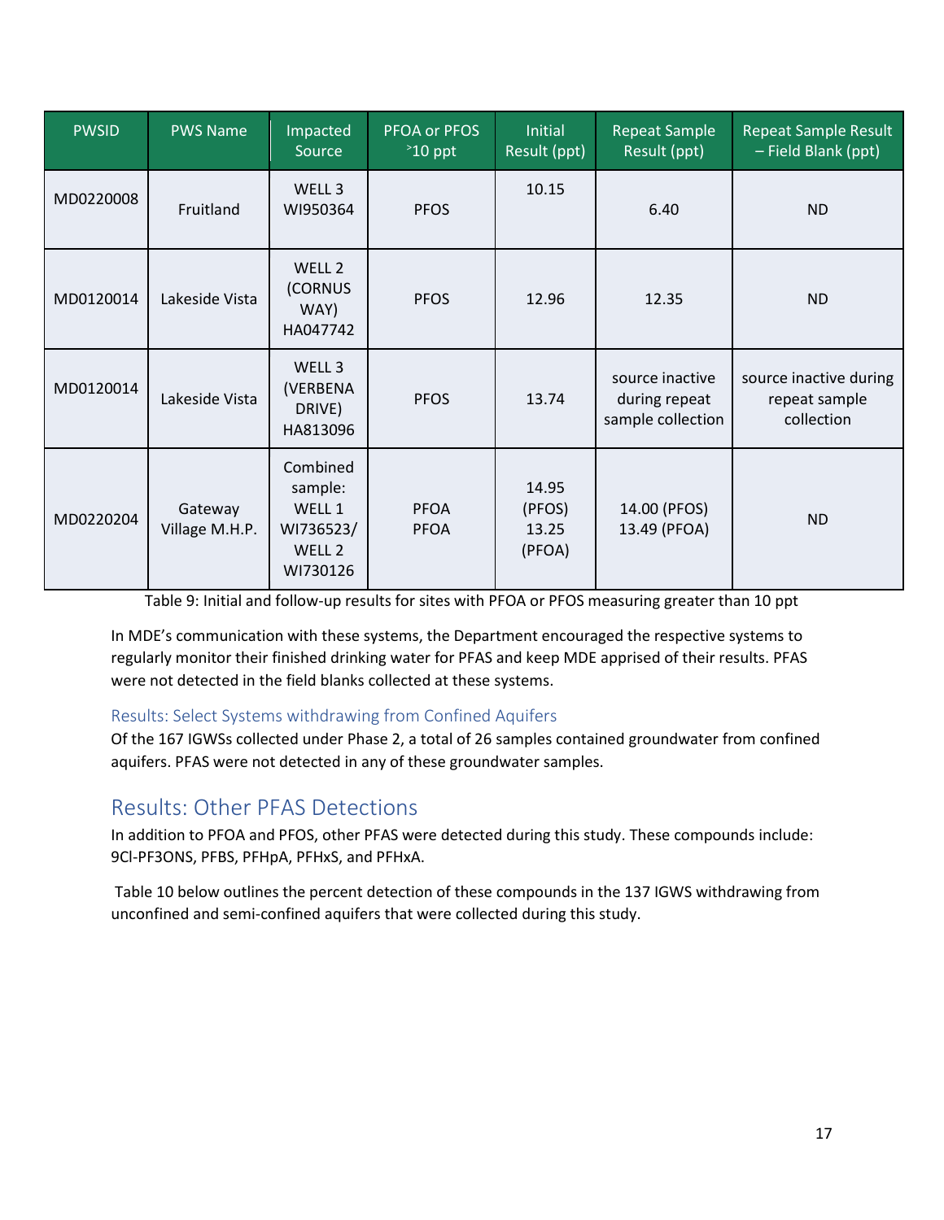| PWSID | PWS Name | Impacted Source | PFOA or PFOS >10 ppt | Initial Result (ppt) | Repeat Sample Result (ppt) | Repeat Sample Result – Field Blank (ppt) |
|---|---|---|---|---|---|---|
| MD0220008 | Fruitland | WELL 3 WI950364 | PFOS | 10.15 | 6.40 | ND |
| MD0120014 | Lakeside Vista | WELL 2 (CORNUS WAY) HA047742 | PFOS | 12.96 | 12.35 | ND |
| MD0120014 | Lakeside Vista | WELL 3 (VERBENA DRIVE) HA813096 | PFOS | 13.74 | source inactive during repeat sample collection | source inactive during repeat sample collection |
| MD0220204 | Gateway Village M.H.P. | Combined sample: WELL 1 WI736523/ WELL 2 WI730126 | PFOA PFOA | 14.95 (PFOS) 13.25 (PFOA) | 14.00 (PFOS) 13.49 (PFOA) | ND |

Table 9: Initial and follow-up results for sites with PFOA or PFOS measuring greater than 10 ppt

In MDE's communication with these systems, the Department encouraged the respective systems to regularly monitor their finished drinking water for PFAS and keep MDE apprised of their results. PFAS were not detected in the field blanks collected at these systems.

### Results: Select Systems withdrawing from Confined Aquifers

Of the 167 IGWSs collected under Phase 2, a total of 26 samples contained groundwater from confined aquifers. PFAS were not detected in any of these groundwater samples.

## Results: Other PFAS Detections

In addition to PFOA and PFOS, other PFAS were detected during this study. These compounds include: 9Cl-PF3ONS, PFBS, PFHpA, PFHxS, and PFHxA.

Table 10 below outlines the percent detection of these compounds in the 137 IGWS withdrawing from unconfined and semi-confined aquifers that were collected during this study.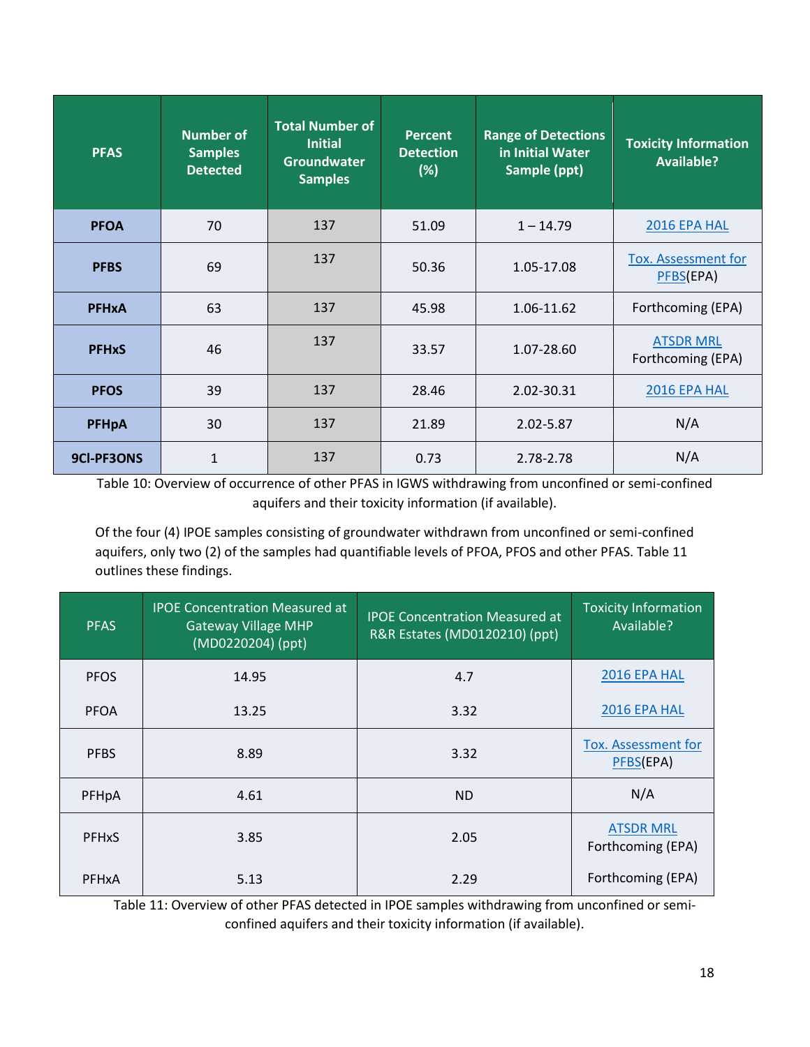| PFAS | Number of Samples Detected | Total Number of Initial Groundwater Samples | Percent Detection (%) | Range of Detections in Initial Water Sample (ppt) | Toxicity Information Available? |
|---|---|---|---|---|---|
| **PFOA** | 70 | 137 | 51.09 | 1 – 14.79 | 2016 EPA HAL |
| **PFBS** | 69 | 137 | 50.36 | 1.05-17.08 | Tox. Assessment for PFBS(EPA) |
| **PFHxA** | 63 | 137 | 45.98 | 1.06-11.62 | Forthcoming (EPA) |
| **PFHxS** | 46 | 137 | 33.57 | 1.07-28.60 | ATSDR MRL Forthcoming (EPA) |
| **PFOS** | 39 | 137 | 28.46 | 2.02-30.31 | 2016 EPA HAL |
| **PFHpA** | 30 | 137 | 21.89 | 2.02-5.87 | N/A |
| **9Cl-PF3ONS** | 1 | 137 | 0.73 | 2.78-2.78 | N/A |

Table 10: Overview of occurrence of other PFAS in IGWS withdrawing from unconfined or semi-confined aquifers and their toxicity information (if available).

Of the four (4) IPOE samples consisting of groundwater withdrawn from unconfined or semi-confined aquifers, only two (2) of the samples had quantifiable levels of PFOA, PFOS and other PFAS. Table 11 outlines these findings.

| PFAS | IPOE Concentration Measured at Gateway Village MHP (MD0220204) (ppt) | IPOE Concentration Measured at R&R Estates (MD0120210) (ppt) | Toxicity Information Available? |
|---|---|---|---|
| PFOS | 14.95 | 4.7 | 2016 EPA HAL |
| PFOA | 13.25 | 3.32 | 2016 EPA HAL |
| PFBS | 8.89 | 3.32 | Tox. Assessment for PFBS(EPA) |
| PFHpA | 4.61 | ND | N/A |
| PFHxS | 3.85 | 2.05 | ATSDR MRL Forthcoming (EPA) |
| PFHxA | 5.13 | 2.29 | Forthcoming (EPA) |

Table 11: Overview of other PFAS detected in IPOE samples withdrawing from unconfined or semi-confined aquifers and their toxicity information (if available).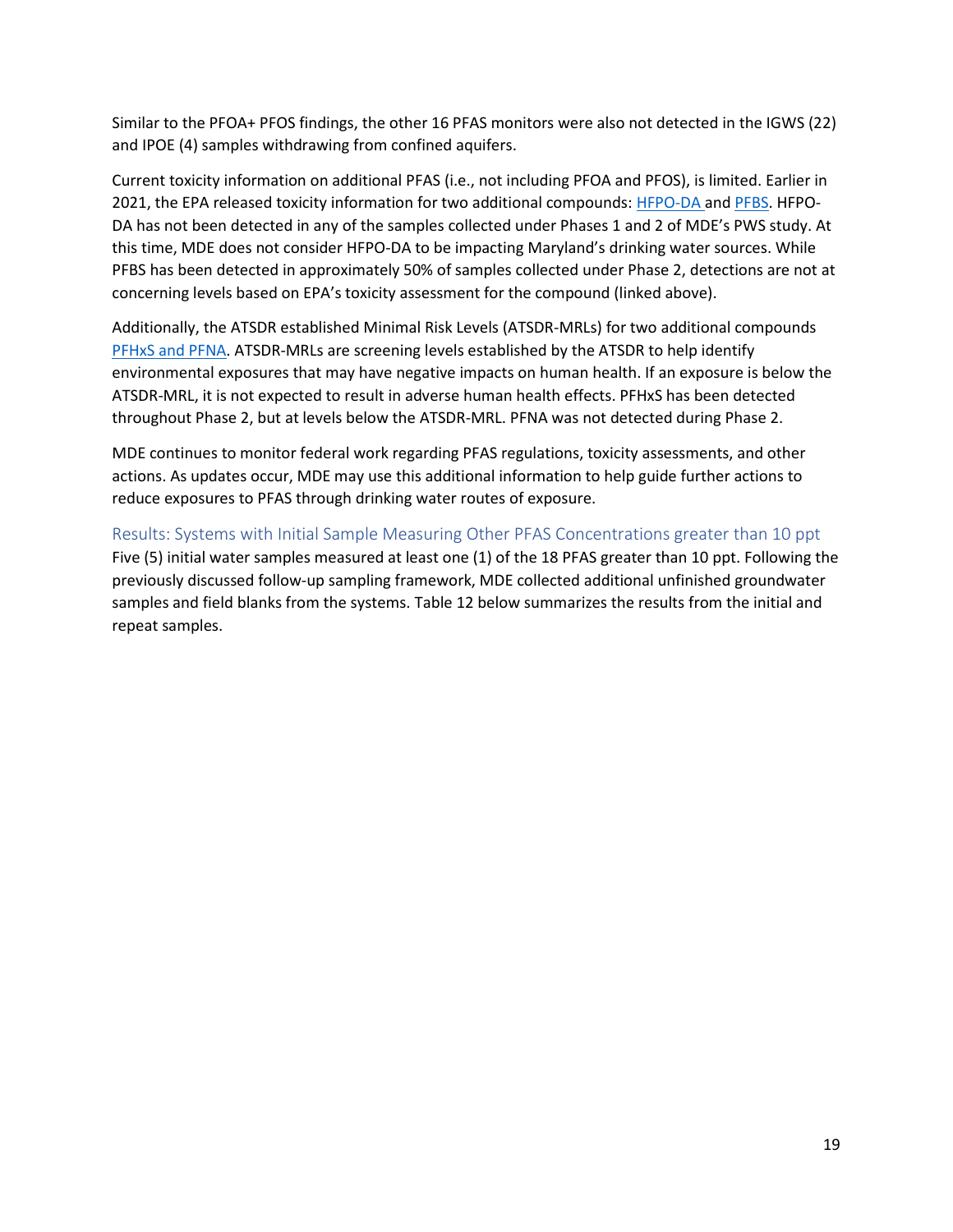Similar to the PFOA+ PFOS findings, the other 16 PFAS monitors were also not detected in the IGWS (22) and IPOE (4) samples withdrawing from confined aquifers.

Current toxicity information on additional PFAS (i.e., not including PFOA and PFOS), is limited. Earlier in 2021, the EPA released toxicity information for two additional compounds: HFPO-DA and PFBS. HFPO-DA has not been detected in any of the samples collected under Phases 1 and 2 of MDE's PWS study. At this time, MDE does not consider HFPO-DA to be impacting Maryland's drinking water sources. While PFBS has been detected in approximately 50% of samples collected under Phase 2, detections are not at concerning levels based on EPA's toxicity assessment for the compound (linked above).

Additionally, the ATSDR established Minimal Risk Levels (ATSDR-MRLs) for two additional compounds PFHxS and PFNA. ATSDR-MRLs are screening levels established by the ATSDR to help identify environmental exposures that may have negative impacts on human health. If an exposure is below the ATSDR-MRL, it is not expected to result in adverse human health effects. PFHxS has been detected throughout Phase 2, but at levels below the ATSDR-MRL. PFNA was not detected during Phase 2.

MDE continues to monitor federal work regarding PFAS regulations, toxicity assessments, and other actions. As updates occur, MDE may use this additional information to help guide further actions to reduce exposures to PFAS through drinking water routes of exposure.

### Results: Systems with Initial Sample Measuring Other PFAS Concentrations greater than 10 ppt

Five (5) initial water samples measured at least one (1) of the 18 PFAS greater than 10 ppt. Following the previously discussed follow-up sampling framework, MDE collected additional unfinished groundwater samples and field blanks from the systems. Table 12 below summarizes the results from the initial and repeat samples.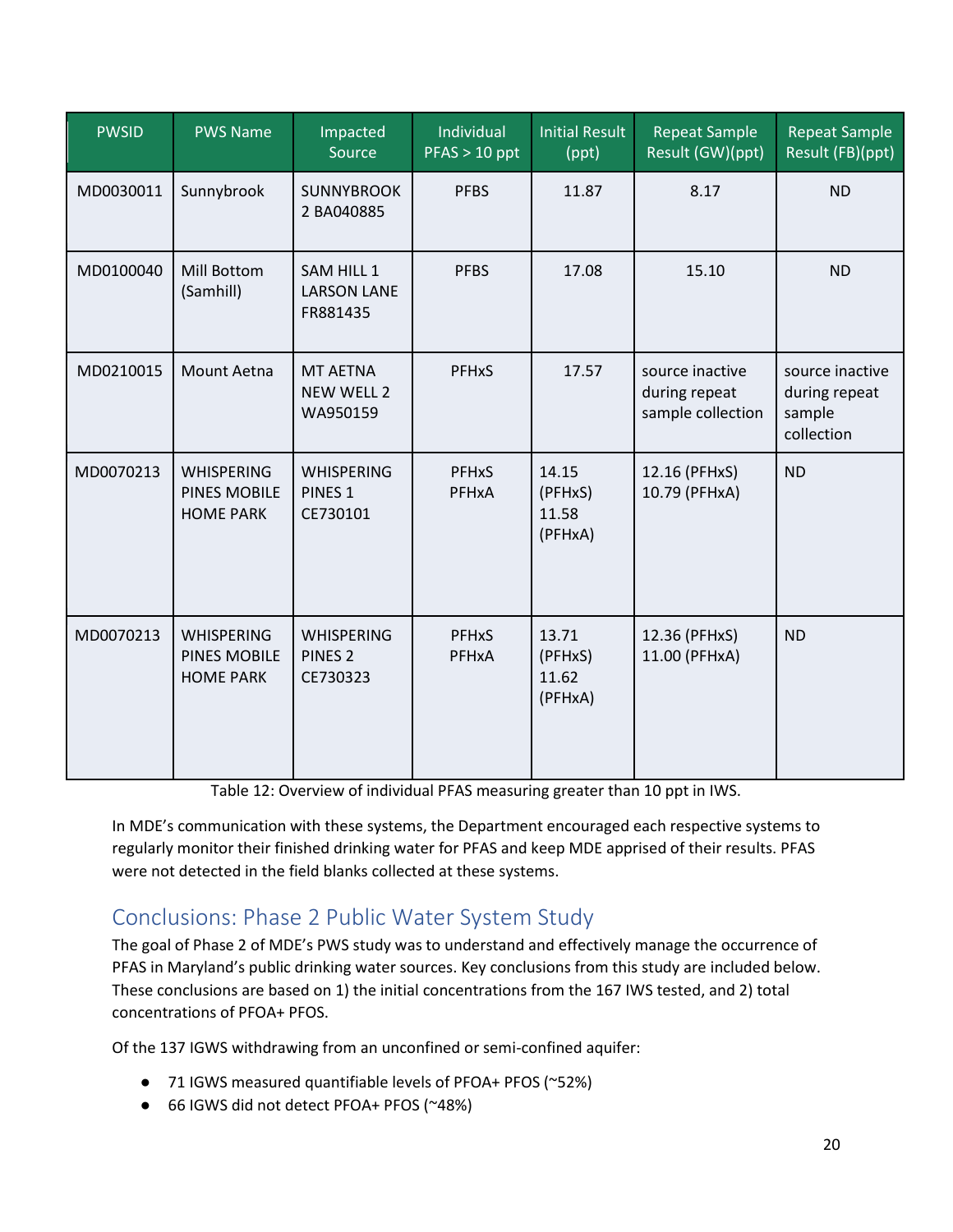| PWSID | PWS Name | Impacted Source | Individual PFAS > 10 ppt | Initial Result (ppt) | Repeat Sample Result (GW)(ppt) | Repeat Sample Result (FB)(ppt) |
|---|---|---|---|---|---|---|
| MD0030011 | Sunnybrook | SUNNYBROOK 2 BA040885 | PFBS | 11.87 | 8.17 | ND |
| MD0100040 | Mill Bottom (Samhill) | SAM HILL 1 LARSON LANE FR881435 | PFBS | 17.08 | 15.10 | ND |
| MD0210015 | Mount Aetna | MT AETNA NEW WELL 2 WA950159 | PFHxS | 17.57 | source inactive during repeat sample collection | source inactive during repeat sample collection |
| MD0070213 | WHISPERING PINES MOBILE HOME PARK | WHISPERING PINES 1 CE730101 | PFHxS PFHxA | 14.15 (PFHxS) 11.58 (PFHxA) | 12.16 (PFHxS) 10.79 (PFHxA) | ND |
| MD0070213 | WHISPERING PINES MOBILE HOME PARK | WHISPERING PINES 2 CE730323 | PFHxS PFHxA | 13.71 (PFHxS) 11.62 (PFHxA) | 12.36 (PFHxS) 11.00 (PFHxA) | ND |

Table 12: Overview of individual PFAS measuring greater than 10 ppt in IWS.

In MDE's communication with these systems, the Department encouraged each respective systems to regularly monitor their finished drinking water for PFAS and keep MDE apprised of their results. PFAS were not detected in the field blanks collected at these systems.

## Conclusions: Phase 2 Public Water System Study

The goal of Phase 2 of MDE's PWS study was to understand and effectively manage the occurrence of PFAS in Maryland's public drinking water sources. Key conclusions from this study are included below. These conclusions are based on 1) the initial concentrations from the 167 IWS tested, and 2) total concentrations of PFOA+ PFOS.

Of the 137 IGWS withdrawing from an unconfined or semi-confined aquifer:

- 71 IGWS measured quantifiable levels of PFOA+ PFOS (~52%)
- 66 IGWS did not detect PFOA+ PFOS (~48%)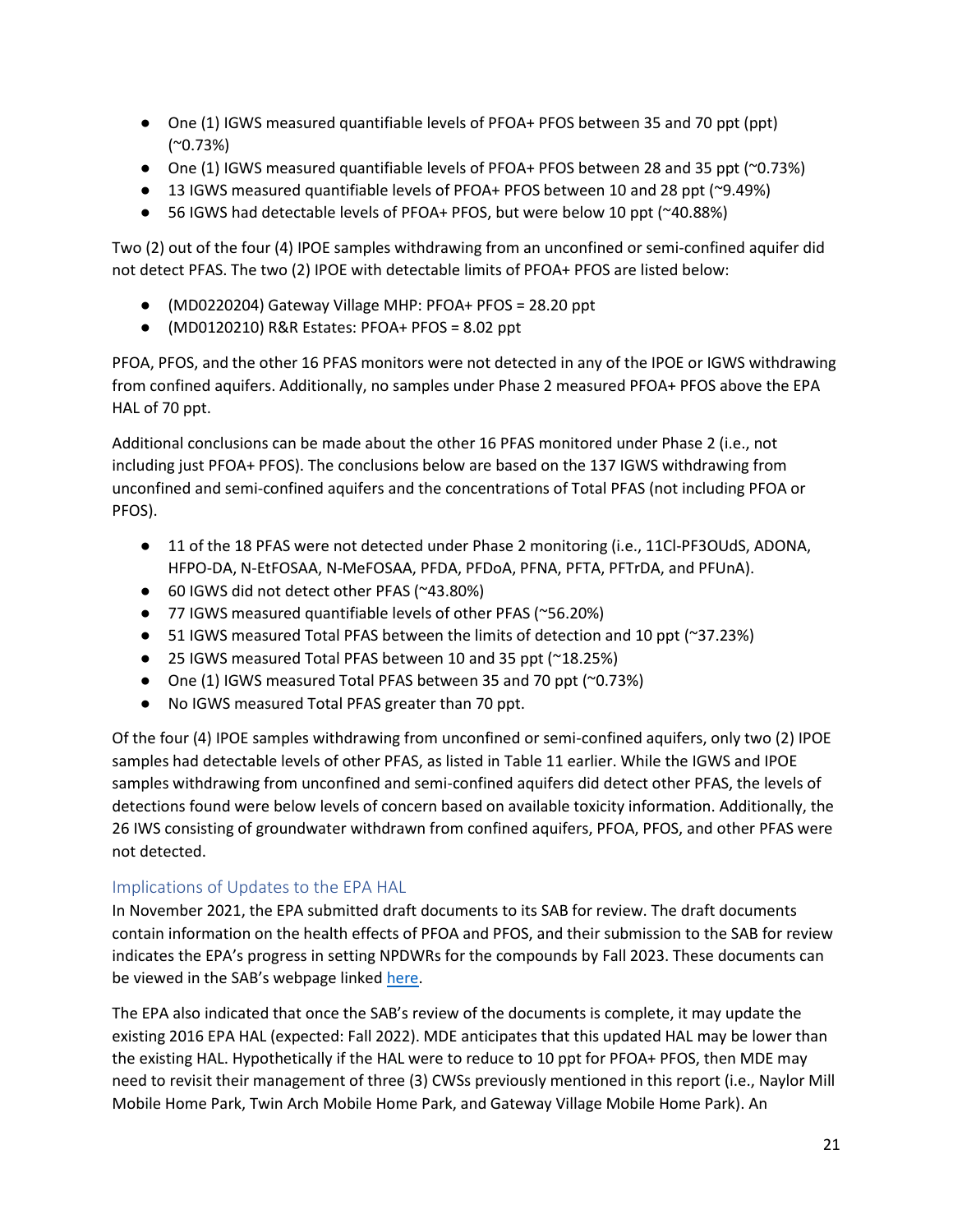- One (1) IGWS measured quantifiable levels of PFOA+ PFOS between 35 and 70 ppt (ppt) (~0.73%)
- One (1) IGWS measured quantifiable levels of PFOA+ PFOS between 28 and 35 ppt (~0.73%)
- 13 IGWS measured quantifiable levels of PFOA+ PFOS between 10 and 28 ppt (~9.49%)
- 56 IGWS had detectable levels of PFOA+ PFOS, but were below 10 ppt (~40.88%)

Two (2) out of the four (4) IPOE samples withdrawing from an unconfined or semi-confined aquifer did not detect PFAS. The two (2) IPOE with detectable limits of PFOA+ PFOS are listed below:

- (MD0220204) Gateway Village MHP: PFOA+ PFOS = 28.20 ppt
- (MD0120210) R&R Estates: PFOA+ PFOS = 8.02 ppt

PFOA, PFOS, and the other 16 PFAS monitors were not detected in any of the IPOE or IGWS withdrawing from confined aquifers. Additionally, no samples under Phase 2 measured PFOA+ PFOS above the EPA HAL of 70 ppt.

Additional conclusions can be made about the other 16 PFAS monitored under Phase 2 (i.e., not including just PFOA+ PFOS). The conclusions below are based on the 137 IGWS withdrawing from unconfined and semi-confined aquifers and the concentrations of Total PFAS (not including PFOA or PFOS).

- 11 of the 18 PFAS were not detected under Phase 2 monitoring (i.e., 11Cl-PF3OUdS, ADONA, HFPO-DA, N-EtFOSAA, N-MeFOSAA, PFDA, PFDoA, PFNA, PFTA, PFTrDA, and PFUnA).
- 60 IGWS did not detect other PFAS (~43.80%)
- 77 IGWS measured quantifiable levels of other PFAS (~56.20%)
- 51 IGWS measured Total PFAS between the limits of detection and 10 ppt (~37.23%)
- 25 IGWS measured Total PFAS between 10 and 35 ppt (~18.25%)
- One (1) IGWS measured Total PFAS between 35 and 70 ppt (~0.73%)
- No IGWS measured Total PFAS greater than 70 ppt.

Of the four (4) IPOE samples withdrawing from unconfined or semi-confined aquifers, only two (2) IPOE samples had detectable levels of other PFAS, as listed in Table 11 earlier. While the IGWS and IPOE samples withdrawing from unconfined and semi-confined aquifers did detect other PFAS, the levels of detections found were below levels of concern based on available toxicity information. Additionally, the 26 IWS consisting of groundwater withdrawn from confined aquifers, PFOA, PFOS, and other PFAS were not detected.

## Implications of Updates to the EPA HAL

In November 2021, the EPA submitted draft documents to its SAB for review. The draft documents contain information on the health effects of PFOA and PFOS, and their submission to the SAB for review indicates the EPA's progress in setting NPDWRs for the compounds by Fall 2023. These documents can be viewed in the SAB's webpage linked here.

The EPA also indicated that once the SAB's review of the documents is complete, it may update the existing 2016 EPA HAL (expected: Fall 2022). MDE anticipates that this updated HAL may be lower than the existing HAL. Hypothetically if the HAL were to reduce to 10 ppt for PFOA+ PFOS, then MDE may need to revisit their management of three (3) CWSs previously mentioned in this report (i.e., Naylor Mill Mobile Home Park, Twin Arch Mobile Home Park, and Gateway Village Mobile Home Park). An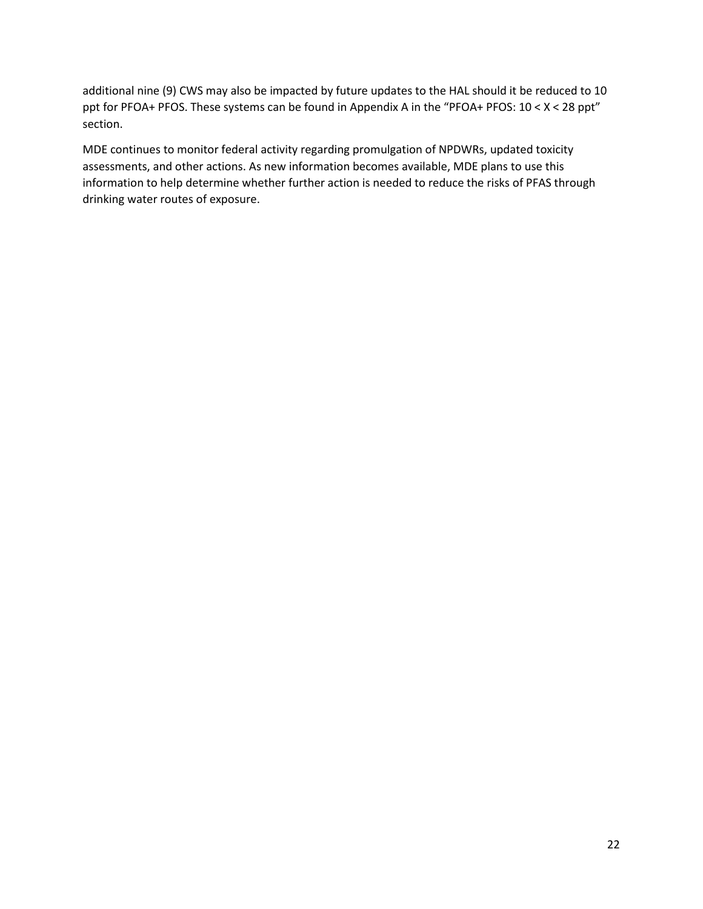additional nine (9) CWS may also be impacted by future updates to the HAL should it be reduced to 10 ppt for PFOA+ PFOS. These systems can be found in Appendix A in the “PFOA+ PFOS: 10 < X < 28 ppt” section.

MDE continues to monitor federal activity regarding promulgation of NPDWRs, updated toxicity assessments, and other actions. As new information becomes available, MDE plans to use this information to help determine whether further action is needed to reduce the risks of PFAS through drinking water routes of exposure.